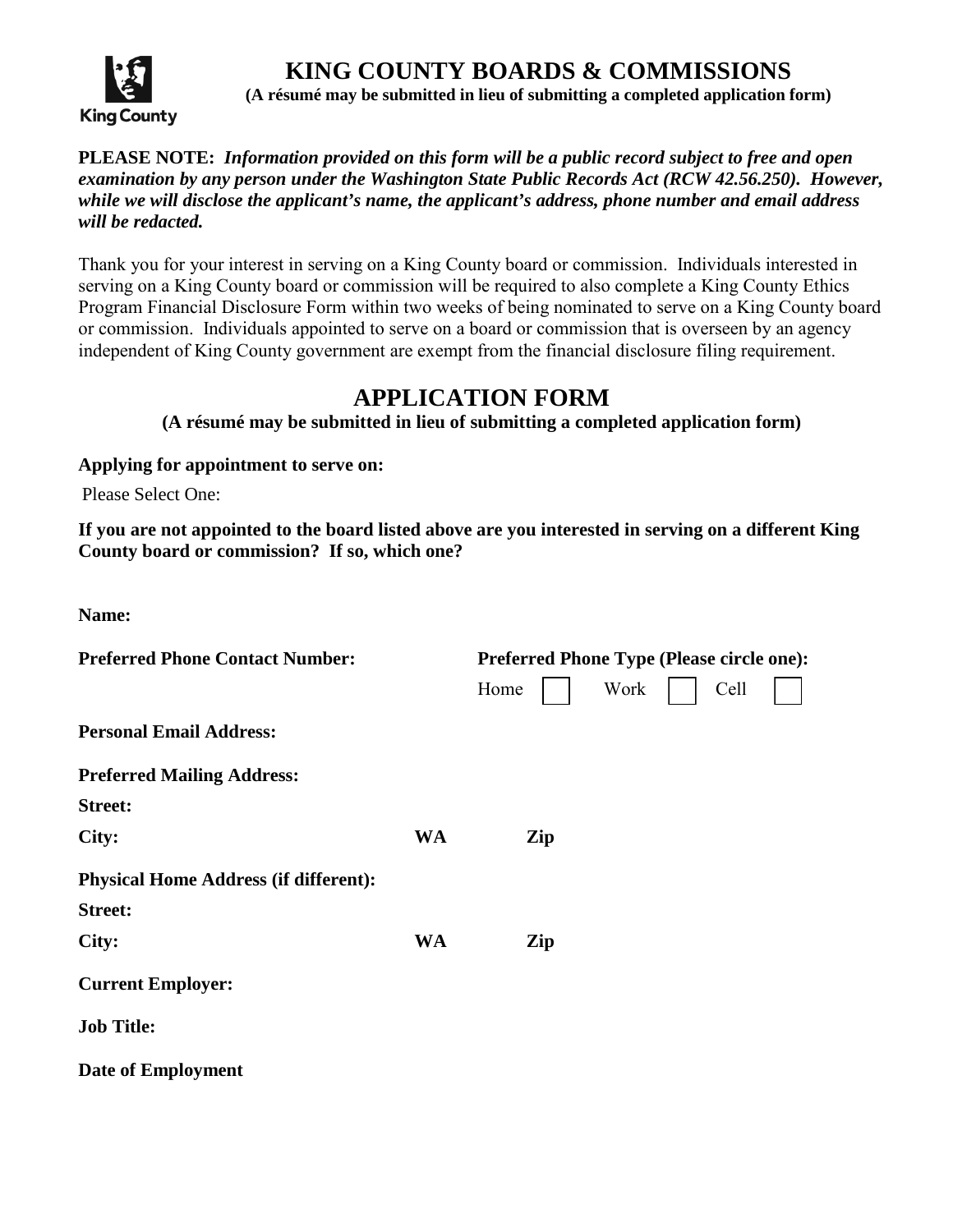# KING COUNTY BOARDS & COMMISSIONS

**(A résumé may be submitted in lieu of submitting a completed application form)**

**PLEASE NOTE:** ***Information provided on this form will be a public record subject to free and open examination by any person under the Washington State Public Records Act (RCW 42.56.250). However, while we will disclose the applicant's name, the applicant's address, phone number and email address will be redacted.***

Thank you for your interest in serving on a King County board or commission. Individuals interested in serving on a King County board or commission will be required to also complete a King County Ethics Program Financial Disclosure Form within two weeks of being nominated to serve on a King County board or commission. Individuals appointed to serve on a board or commission that is overseen by an agency independent of King County government are exempt from the financial disclosure filing requirement.

## APPLICATION FORM

**(A résumé may be submitted in lieu of submitting a completed application form)**

**Applying for appointment to serve on:**

Please Select One:

**If you are not appointed to the board listed above are you interested in serving on a different King County board or commission? If so, which one?**

**Name:**

**Preferred Phone Contact Number:** **Preferred Phone Type (Please circle one):**

Home ☐ Work ☐ Cell ☐

**Personal Email Address:**

**Preferred Mailing Address:**

**Street:**

**City:** **WA** **Zip**

**Physical Home Address (if different):**

**Street:**

**City:** **WA** **Zip**

**Current Employer:**

**Job Title:**

**Date of Employment**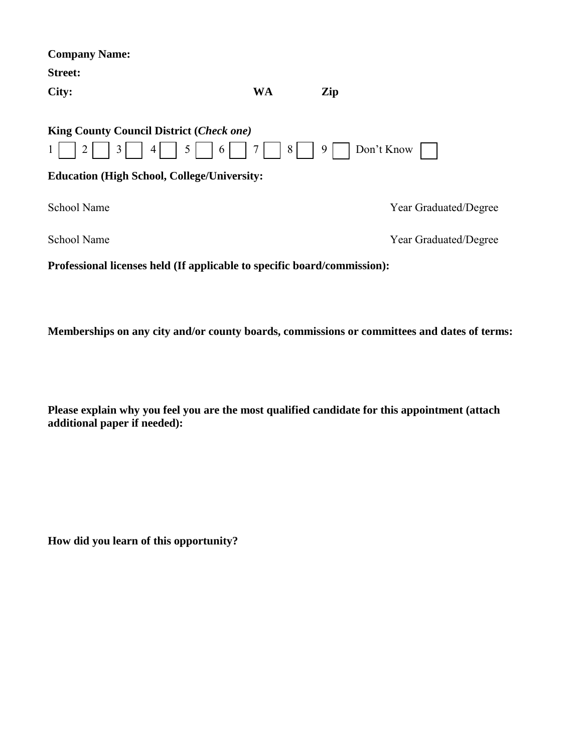**Company Name:**

**Street:**

**City:** **WA** **Zip**

**King County Council District (*Check one)***

1 ☐ 2 ☐ 3 ☐ 4 ☐ 5 ☐ 6 ☐ 7 ☐ 8 ☐ 9 ☐ Don't Know ☐

**Education (High School, College/University:**

School Name Year Graduated/Degree

School Name Year Graduated/Degree

**Professional licenses held (If applicable to specific board/commission):**

**Memberships on any city and/or county boards, commissions or committees and dates of terms:**

**Please explain why you feel you are the most qualified candidate for this appointment (attach additional paper if needed):**

**How did you learn of this opportunity?**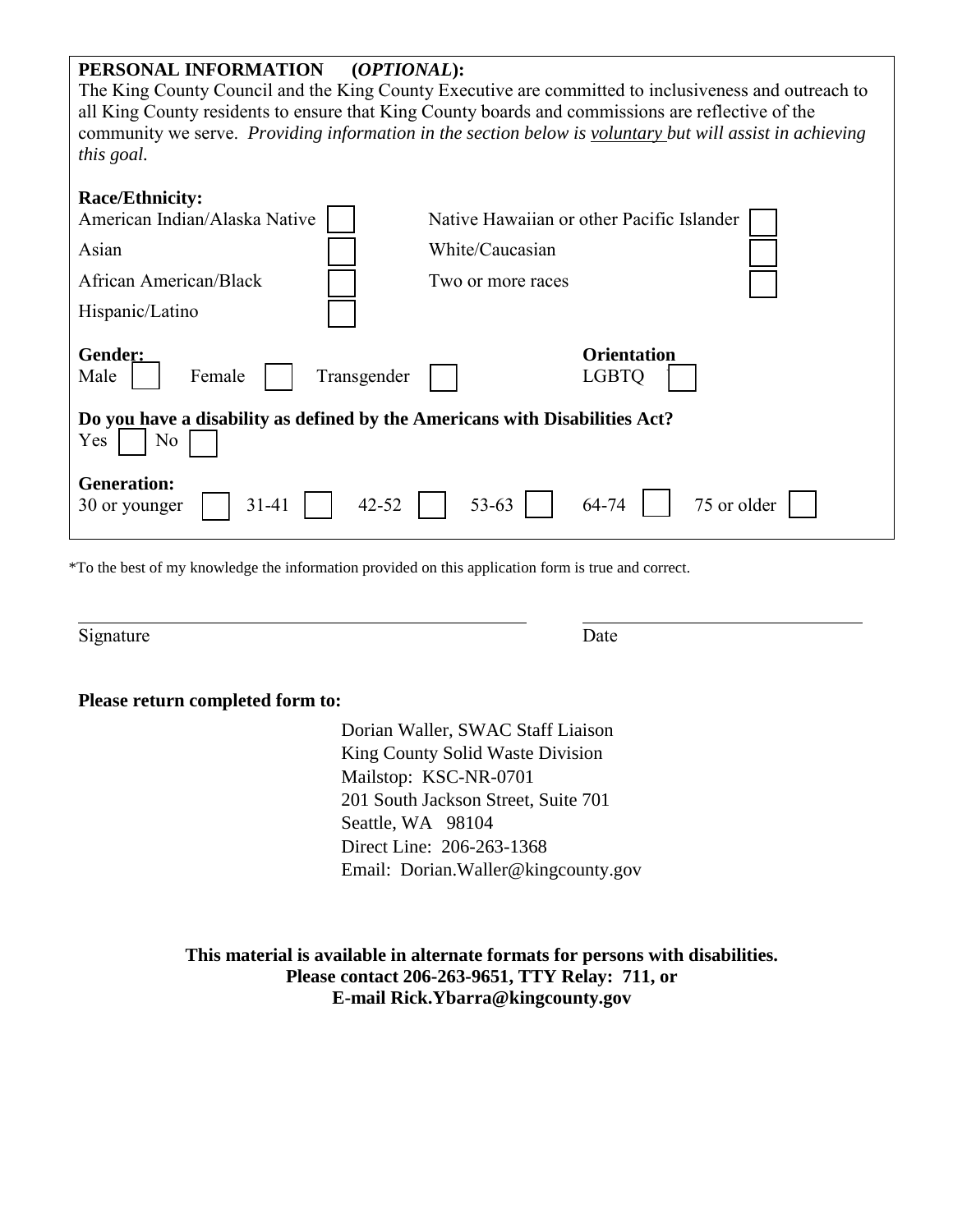**PERSONAL INFORMATION (*OPTIONAL*):**

The King County Council and the King County Executive are committed to inclusiveness and outreach to all King County residents to ensure that King County boards and commissions are reflective of the community we serve. *Providing information in the section below is voluntary but will assist in achieving this goal.*

**Race/Ethnicity:**

American Indian/Alaska Native ☐ Native Hawaiian or other Pacific Islander ☐

Asian ☐ White/Caucasian ☐

African American/Black ☐ Two or more races ☐

Hispanic/Latino ☐

**Gender:**

Male ☐ Female ☐ Transgender ☐

**Orientation**

LGBTQ ☐

**Do you have a disability as defined by the Americans with Disabilities Act?**

Yes ☐ No ☐

**Generation:**

30 or younger ☐ 31-41 ☐ 42-52 ☐ 53-63 ☐ 64-74 ☐ 75 or older ☐

*To the best of my knowledge the information provided on this application form is true and correct.

Signature ______________________ Date ______________________

**Please return completed form to:**

Dorian Waller, SWAC Staff Liaison
King County Solid Waste Division
Mailstop: KSC-NR-0701
201 South Jackson Street, Suite 701
Seattle, WA 98104
Direct Line: 206-263-1368
Email: Dorian.Waller@kingcounty.gov

**This material is available in alternate formats for persons with disabilities.**
**Please contact 206-263-9651, TTY Relay: 711, or**
**E-mail Rick.Ybarra@kingcounty.gov**